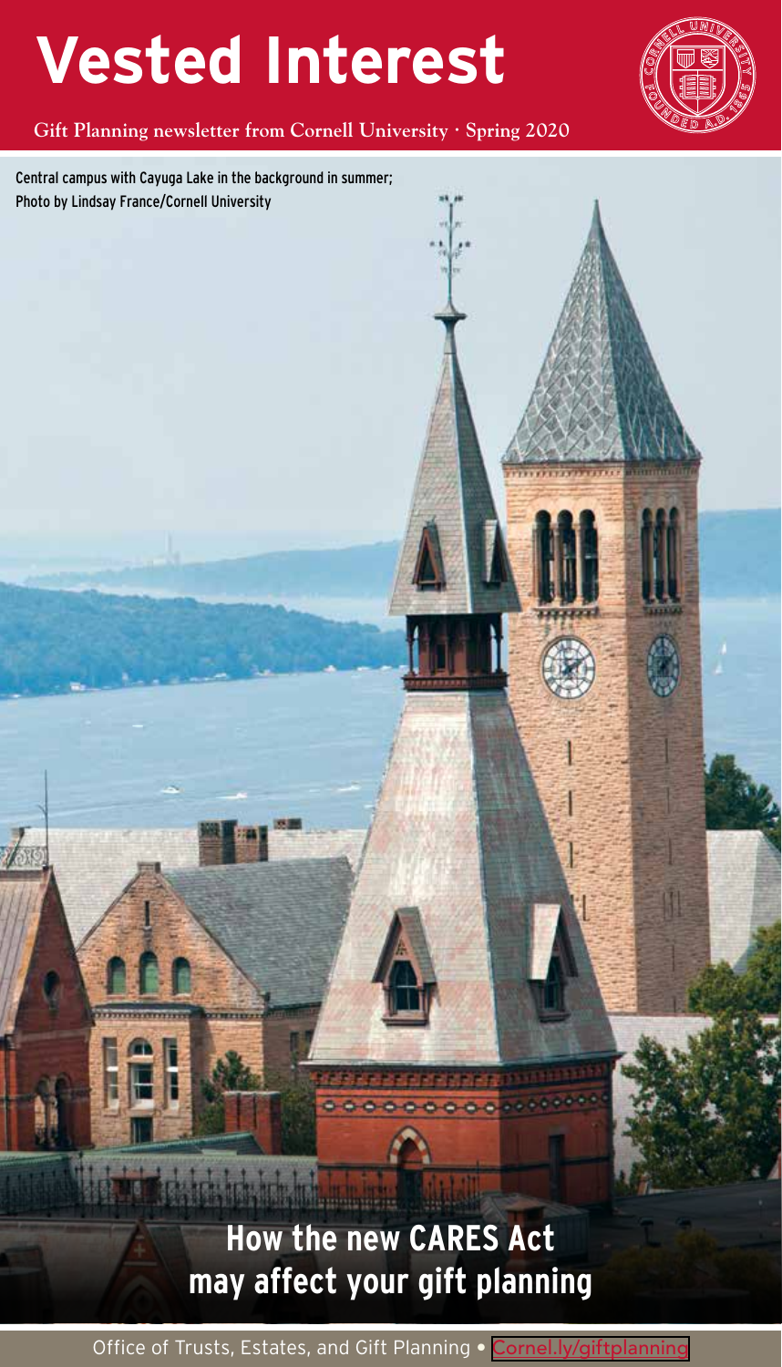# Vested Interest

**Gift Planning newsletter from Cornell University · Spring 2020**

Central campus with Cayuga Lake in the background in summer; Photo by Lindsay France/Cornell University

## How the new CARES Act may affect your gift planning

Office of Trusts, Estates, and Gift Planning • Cornel.ly/giftplanning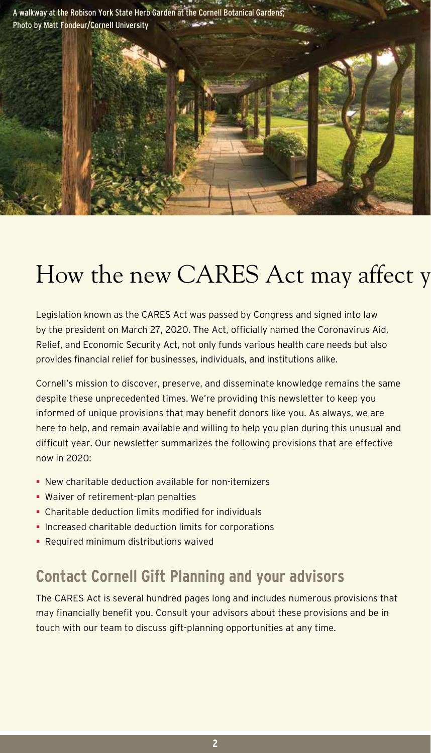A walkway at the Robison York State Herb Garden at the Cornell Botanical Gardens; Photo by Matt Fondeur/Cornell University

# How the new CARES Act may affect y

Legislation known as the CARES Act was passed by Congress and signed into law by the president on March 27, 2020. The Act, officially named the Coronavirus Aid, Relief, and Economic Security Act, not only funds various health care needs but also provides financial relief for businesses, individuals, and institutions alike.

Cornell's mission to discover, preserve, and disseminate knowledge remains the same despite these unprecedented times. We're providing this newsletter to keep you informed of unique provisions that may benefit donors like you. As always, we are here to help, and remain available and willing to help you plan during this unusual and difficult year. Our newsletter summarizes the following provisions that are effective now in 2020:

- New charitable deduction available for non-itemizers
- Waiver of retirement-plan penalties
- Charitable deduction limits modified for individuals
- Increased charitable deduction limits for corporations
- Required minimum distributions waived

## Contact Cornell Gift Planning and your advisors

The CARES Act is several hundred pages long and includes numerous provisions that may financially benefit you. Consult your advisors about these provisions and be in touch with our team to discuss gift-planning opportunities at any time.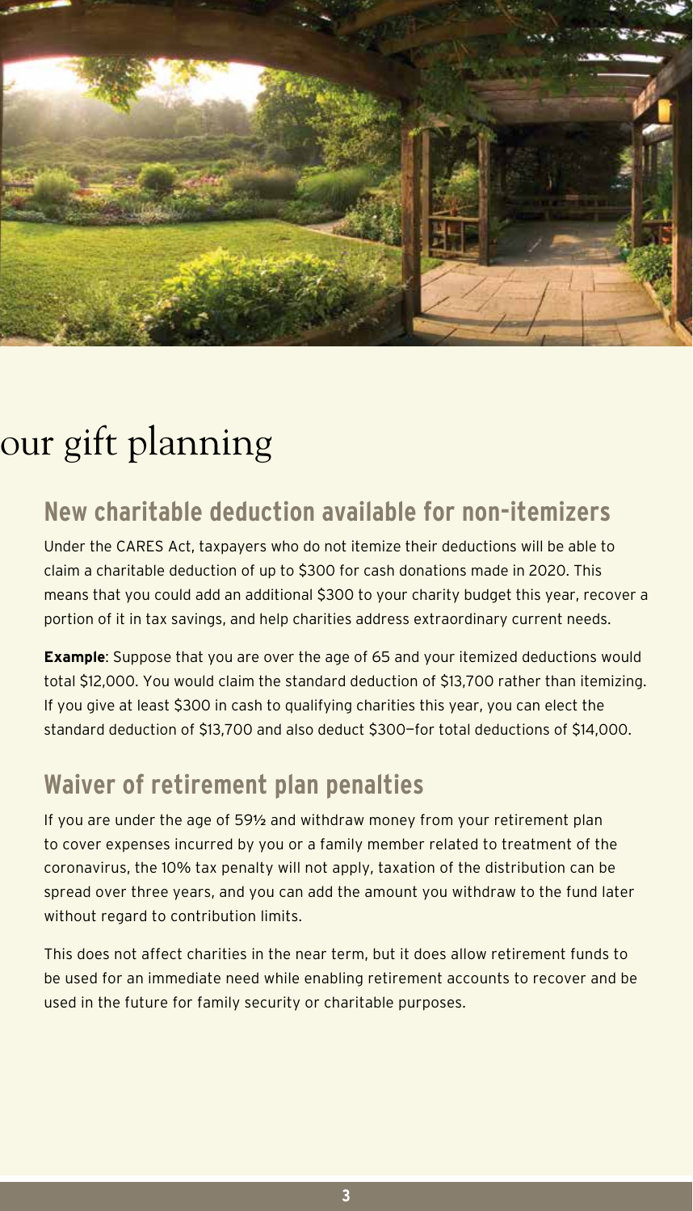# our gift planning

## New charitable deduction available for non-itemizers

Under the CARES Act, taxpayers who do not itemize their deductions will be able to claim a charitable deduction of up to \$300 for cash donations made in 2020. This means that you could add an additional \$300 to your charity budget this year, recover a portion of it in tax savings, and help charities address extraordinary current needs.

**Example**: Suppose that you are over the age of 65 and your itemized deductions would total \$12,000. You would claim the standard deduction of \$13,700 rather than itemizing. If you give at least \$300 in cash to qualifying charities this year, you can elect the standard deduction of \$13,700 and also deduct \$300—for total deductions of \$14,000.

## Waiver of retirement plan penalties

If you are under the age of 59½ and withdraw money from your retirement plan to cover expenses incurred by you or a family member related to treatment of the coronavirus, the 10% tax penalty will not apply, taxation of the distribution can be spread over three years, and you can add the amount you withdraw to the fund later without regard to contribution limits.

This does not affect charities in the near term, but it does allow retirement funds to be used for an immediate need while enabling retirement accounts to recover and be used in the future for family security or charitable purposes.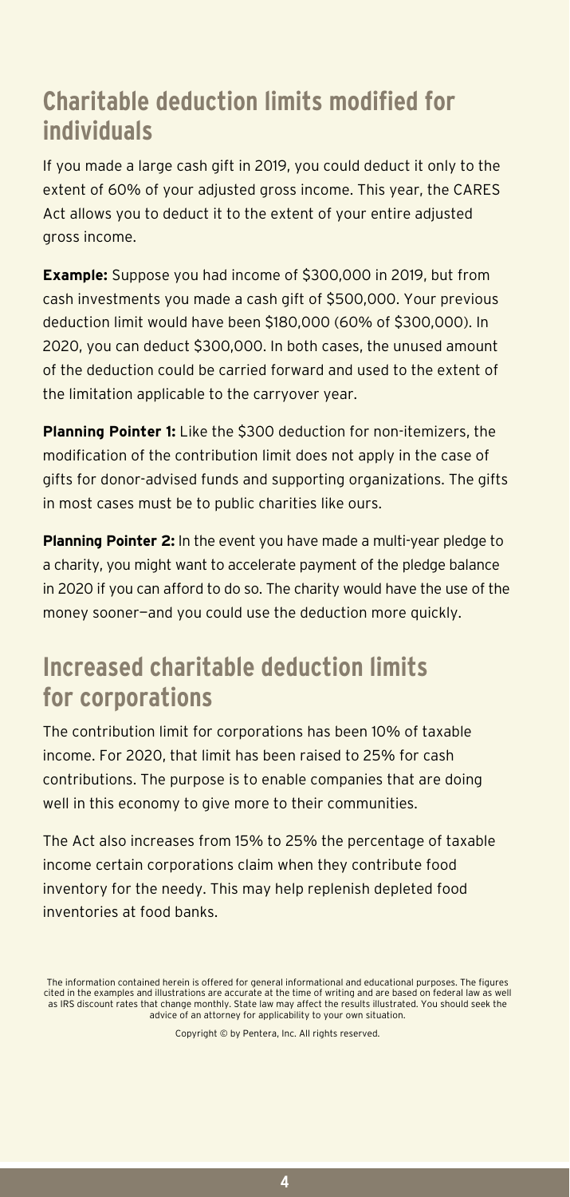## Charitable deduction limits modified for individuals

If you made a large cash gift in 2019, you could deduct it only to the extent of 60% of your adjusted gross income. This year, the CARES Act allows you to deduct it to the extent of your entire adjusted gross income.

**Example:** Suppose you had income of $300,000 in 2019, but from cash investments you made a cash gift of $500,000. Your previous deduction limit would have been $180,000 (60% of $300,000). In 2020, you can deduct $300,000. In both cases, the unused amount of the deduction could be carried forward and used to the extent of the limitation applicable to the carryover year.

**Planning Pointer 1:** Like the $300 deduction for non-itemizers, the modification of the contribution limit does not apply in the case of gifts for donor-advised funds and supporting organizations. The gifts in most cases must be to public charities like ours.

**Planning Pointer 2:** In the event you have made a multi-year pledge to a charity, you might want to accelerate payment of the pledge balance in 2020 if you can afford to do so. The charity would have the use of the money sooner—and you could use the deduction more quickly.

## Increased charitable deduction limits for corporations

The contribution limit for corporations has been 10% of taxable income. For 2020, that limit has been raised to 25% for cash contributions. The purpose is to enable companies that are doing well in this economy to give more to their communities.

The Act also increases from 15% to 25% the percentage of taxable income certain corporations claim when they contribute food inventory for the needy. This may help replenish depleted food inventories at food banks.

The information contained herein is offered for general informational and educational purposes. The figures cited in the examples and illustrations are accurate at the time of writing and are based on federal law as well as IRS discount rates that change monthly. State law may affect the results illustrated. You should seek the advice of an attorney for applicability to your own situation.

Copyright © by Pentera, Inc. All rights reserved.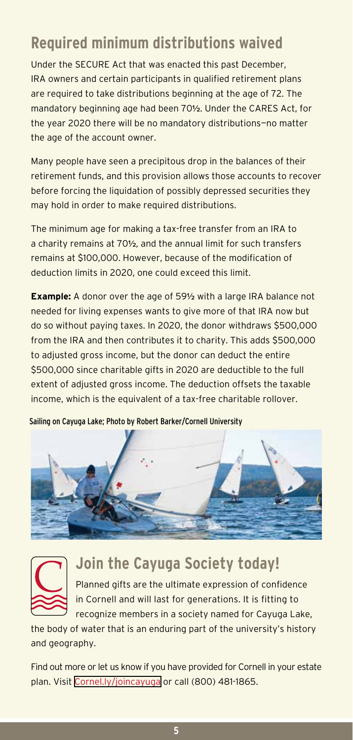## Required minimum distributions waived

Under the SECURE Act that was enacted this past December, IRA owners and certain participants in qualified retirement plans are required to take distributions beginning at the age of 72. The mandatory beginning age had been 70½. Under the CARES Act, for the year 2020 there will be no mandatory distributions—no matter the age of the account owner.

Many people have seen a precipitous drop in the balances of their retirement funds, and this provision allows those accounts to recover before forcing the liquidation of possibly depressed securities they may hold in order to make required distributions.

The minimum age for making a tax-free transfer from an IRA to a charity remains at 70½, and the annual limit for such transfers remains at $100,000. However, because of the modification of deduction limits in 2020, one could exceed this limit.

**Example:** A donor over the age of 59½ with a large IRA balance not needed for living expenses wants to give more of that IRA now but do so without paying taxes. In 2020, the donor withdraws $500,000 from the IRA and then contributes it to charity. This adds $500,000 to adjusted gross income, but the donor can deduct the entire $500,000 since charitable gifts in 2020 are deductible to the full extent of adjusted gross income. The deduction offsets the taxable income, which is the equivalent of a tax-free charitable rollover.

Sailing on Cayuga Lake; Photo by Robert Barker/Cornell University

## Join the Cayuga Society today!

Planned gifts are the ultimate expression of confidence in Cornell and will last for generations. It is fitting to recognize members in a society named for Cayuga Lake, the body of water that is an enduring part of the university's history and geography.

Find out more or let us know if you have provided for Cornell in your estate plan. Visit Cornel.ly/joincayuga or call (800) 481-1865.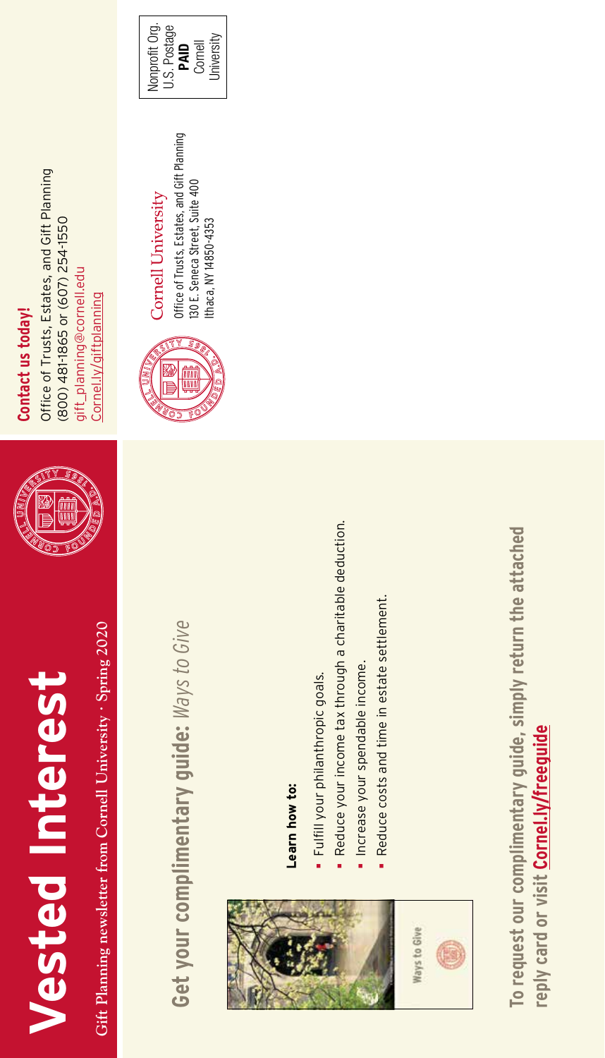# Vested Interest

Gift Planning newsletter from Cornell University · Spring 2020

## Get your complimentary guide: *Ways to Give*

Ways to Give

**Learn how to:**

- Fulfill your philanthropic goals.
- Reduce your income tax through a charitable deduction.
- Increase your spendable income.
- Reduce costs and time in estate settlement.

**To request our complimentary guide, simply return the attached reply card or visit Cornell.ly/freeguide**

**Contact us today!**

Office of Trusts, Estates, and Gift Planning
(800) 481-1865 or (607) 254-1550
gift_planning@cornell.edu
Cornell.ly/giftplanning

Cornell University
Office of Trusts, Estates, and Gift Planning
130 E. Seneca Street, Suite 400
Ithaca, NY 14850-4353

Nonprofit Org.
U.S. Postage
**PAID**
Cornell
University